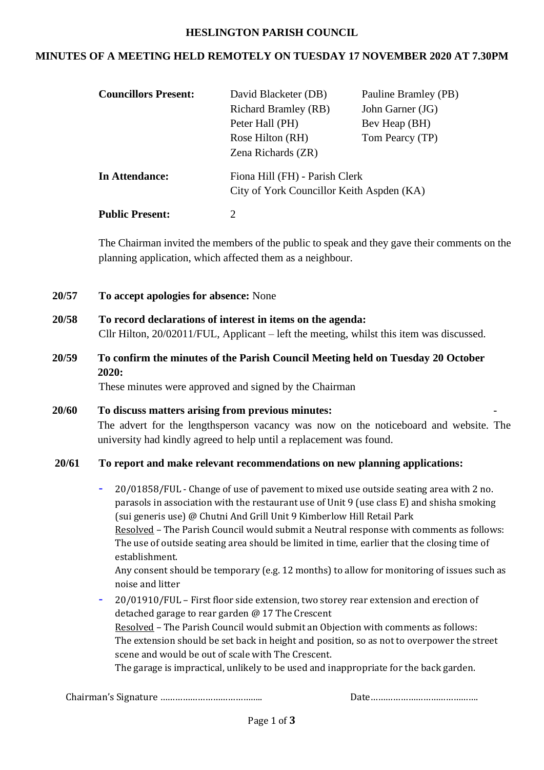# HESLINGTON PARISH COUNCIL

## MINUTES OF A MEETING HELD REMOTELY ON TUESDAY 17 NOVEMBER 2020 AT 7.30PM

| **Councillors Present:** | David Blacketer (DB) | Pauline Bramley (PB) |
| --- | --- | --- |
| | Richard Bramley (RB) | John Garner (JG) |
| | Peter Hall (PH) | Bev Heap (BH) |
| | Rose Hilton (RH) | Tom Pearcy (TP) |
| | Zena Richards (ZR) | |
| **In Attendance:** | Fiona Hill (FH) - Parish Clerk | |
| | City of York Councillor Keith Aspden (KA) | |
| **Public Present:** | 2 | |

The Chairman invited the members of the public to speak and they gave their comments on the planning application, which affected them as a neighbour.

**20/57 To accept apologies for absence:** None

**20/58 To record declarations of interest in items on the agenda:**
Cllr Hilton, 20/02011/FUL, Applicant – left the meeting, whilst this item was discussed.

**20/59 To confirm the minutes of the Parish Council Meeting held on Tuesday 20 October 2020:**
These minutes were approved and signed by the Chairman

**20/60 To discuss matters arising from previous minutes:** -
The advert for the lengthsperson vacancy was now on the noticeboard and website. The university had kindly agreed to help until a replacement was found.

**20/61 To report and make relevant recommendations on new planning applications:**

- 20/01858/FUL - Change of use of pavement to mixed use outside seating area with 2 no. parasols in association with the restaurant use of Unit 9 (use class E) and shisha smoking (sui generis use) @ Chutni And Grill Unit 9 Kimberlow Hill Retail Park
  Resolved – The Parish Council would submit a Neutral response with comments as follows:
  The use of outside seating area should be limited in time, earlier that the closing time of establishment.
  Any consent should be temporary (e.g. 12 months) to allow for monitoring of issues such as noise and litter
- 20/01910/FUL – First floor side extension, two storey rear extension and erection of detached garage to rear garden @ 17 The Crescent
  Resolved – The Parish Council would submit an Objection with comments as follows:
  The extension should be set back in height and position, so as not to overpower the street scene and would be out of scale with The Crescent.
  The garage is impractical, unlikely to be used and inappropriate for the back garden.

Chairman's Signature ………………………………… Date……………………………………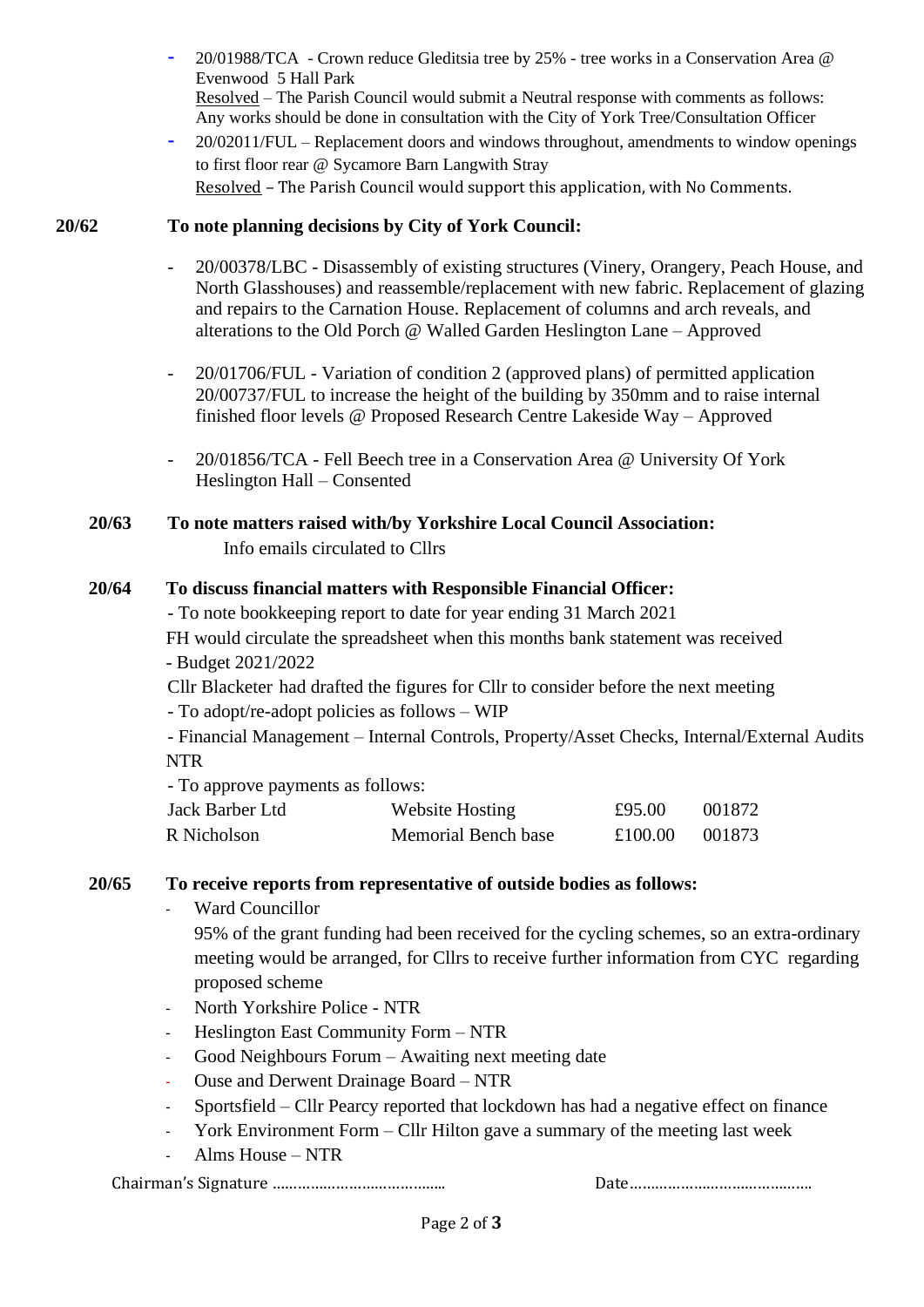- 20/01988/TCA - Crown reduce Gleditsia tree by 25% - tree works in a Conservation Area @ Evenwood 5 Hall Park
  Resolved – The Parish Council would submit a Neutral response with comments as follows: Any works should be done in consultation with the City of York Tree/Consultation Officer
- 20/02011/FUL – Replacement doors and windows throughout, amendments to window openings to first floor rear @ Sycamore Barn Langwith Stray
  Resolved – The Parish Council would support this application, with No Comments.

**20/62 To note planning decisions by City of York Council:**

- 20/00378/LBC - Disassembly of existing structures (Vinery, Orangery, Peach House, and North Glasshouses) and reassemble/replacement with new fabric. Replacement of glazing and repairs to the Carnation House. Replacement of columns and arch reveals, and alterations to the Old Porch @ Walled Garden Heslington Lane – Approved

- 20/01706/FUL - Variation of condition 2 (approved plans) of permitted application 20/00737/FUL to increase the height of the building by 350mm and to raise internal finished floor levels @ Proposed Research Centre Lakeside Way – Approved

- 20/01856/TCA - Fell Beech tree in a Conservation Area @ University Of York Heslington Hall – Consented

**20/63 To note matters raised with/by Yorkshire Local Council Association:**

Info emails circulated to Cllrs

**20/64 To discuss financial matters with Responsible Financial Officer:**

- To note bookkeeping report to date for year ending 31 March 2021

FH would circulate the spreadsheet when this months bank statement was received

- Budget 2021/2022

Cllr Blacketer had drafted the figures for Cllr to consider before the next meeting

- To adopt/re-adopt policies as follows – WIP

- Financial Management – Internal Controls, Property/Asset Checks, Internal/External Audits NTR

- To approve payments as follows:

| | | | |
|---|---|---|---|
| Jack Barber Ltd | Website Hosting | £95.00 | 001872 |
| R Nicholson | Memorial Bench base | £100.00 | 001873 |

**20/65 To receive reports from representative of outside bodies as follows:**

- Ward Councillor
  95% of the grant funding had been received for the cycling schemes, so an extra-ordinary meeting would be arranged, for Cllrs to receive further information from CYC regarding proposed scheme
- North Yorkshire Police - NTR
- Heslington East Community Form – NTR
- Good Neighbours Forum – Awaiting next meeting date
- Ouse and Derwent Drainage Board – NTR
- Sportsfield – Cllr Pearcy reported that lockdown has had a negative effect on finance
- York Environment Form – Cllr Hilton gave a summary of the meeting last week
- Alms House – NTR

Chairman's Signature ....................................... Date.......................................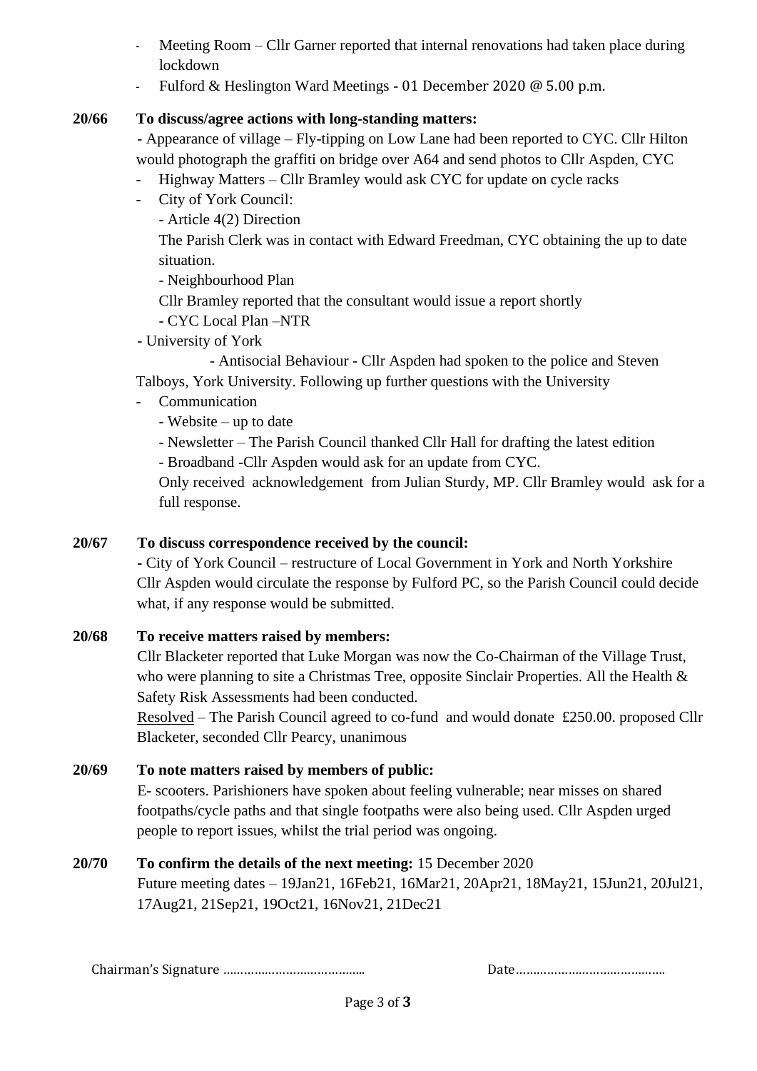- Meeting Room – Cllr Garner reported that internal renovations had taken place during lockdown
- Fulford & Heslington Ward Meetings - 01 December 2020 @ 5.00 p.m.

**20/66 To discuss/agree actions with long-standing matters:**

- Appearance of village – Fly-tipping on Low Lane had been reported to CYC. Cllr Hilton would photograph the graffiti on bridge over A64 and send photos to Cllr Aspden, CYC
- Highway Matters – Cllr Bramley would ask CYC for update on cycle racks
- City of York Council:
  - Article 4(2) Direction
    The Parish Clerk was in contact with Edward Freedman, CYC obtaining the up to date situation.
  - Neighbourhood Plan
    Cllr Bramley reported that the consultant would issue a report shortly
  - CYC Local Plan –NTR
- University of York
  - Antisocial Behaviour - Cllr Aspden had spoken to the police and Steven Talboys, York University. Following up further questions with the University
- Communication
  - Website – up to date
  - Newsletter – The Parish Council thanked Cllr Hall for drafting the latest edition
  - Broadband -Cllr Aspden would ask for an update from CYC.
    Only received acknowledgement from Julian Sturdy, MP. Cllr Bramley would ask for a full response.

**20/67 To discuss correspondence received by the council:**

- City of York Council – restructure of Local Government in York and North Yorkshire Cllr Aspden would circulate the response by Fulford PC, so the Parish Council could decide what, if any response would be submitted.

**20/68 To receive matters raised by members:**

Cllr Blacketer reported that Luke Morgan was now the Co-Chairman of the Village Trust, who were planning to site a Christmas Tree, opposite Sinclair Properties. All the Health & Safety Risk Assessments had been conducted.

Resolved – The Parish Council agreed to co-fund and would donate £250.00. proposed Cllr Blacketer, seconded Cllr Pearcy, unanimous

**20/69 To note matters raised by members of public:**

E- scooters. Parishioners have spoken about feeling vulnerable; near misses on shared footpaths/cycle paths and that single footpaths were also being used. Cllr Aspden urged people to report issues, whilst the trial period was ongoing.

**20/70 To confirm the details of the next meeting:** 15 December 2020

Future meeting dates – 19Jan21, 16Feb21, 16Mar21, 20Apr21, 18May21, 15Jun21, 20Jul21, 17Aug21, 21Sep21, 19Oct21, 16Nov21, 21Dec21

Chairman's Signature …………………………………… Date……………………………………